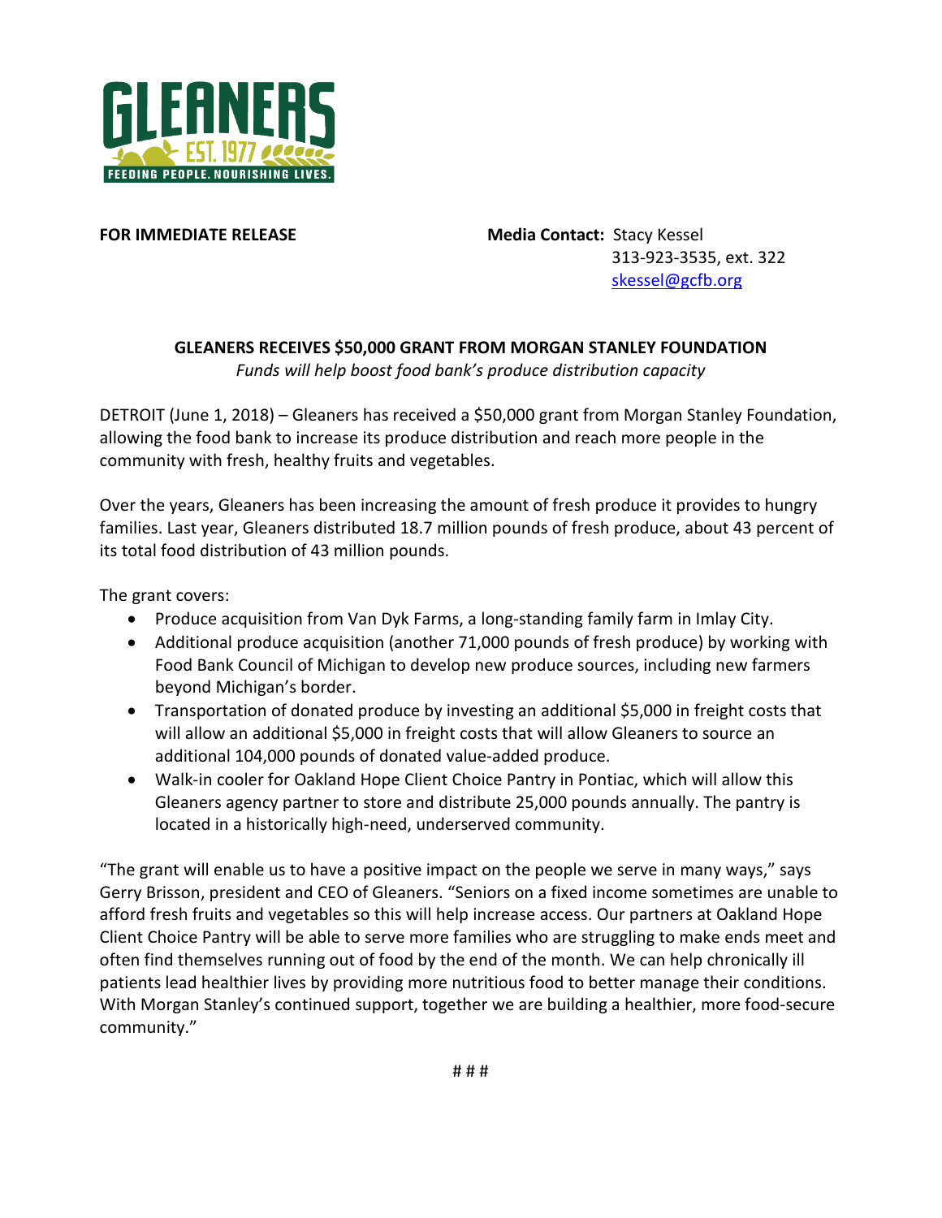**FOR IMMEDIATE RELEASE**

**Media Contact:** Stacy Kessel
313-923-3535, ext. 322
skessel@gcfb.org

**GLEANERS RECEIVES $50,000 GRANT FROM MORGAN STANLEY FOUNDATION**

*Funds will help boost food bank's produce distribution capacity*

DETROIT (June 1, 2018) – Gleaners has received a $50,000 grant from Morgan Stanley Foundation, allowing the food bank to increase its produce distribution and reach more people in the community with fresh, healthy fruits and vegetables.

Over the years, Gleaners has been increasing the amount of fresh produce it provides to hungry families. Last year, Gleaners distributed 18.7 million pounds of fresh produce, about 43 percent of its total food distribution of 43 million pounds.

The grant covers:

- Produce acquisition from Van Dyk Farms, a long-standing family farm in Imlay City.
- Additional produce acquisition (another 71,000 pounds of fresh produce) by working with Food Bank Council of Michigan to develop new produce sources, including new farmers beyond Michigan's border.
- Transportation of donated produce by investing an additional $5,000 in freight costs that will allow an additional $5,000 in freight costs that will allow Gleaners to source an additional 104,000 pounds of donated value-added produce.
- Walk-in cooler for Oakland Hope Client Choice Pantry in Pontiac, which will allow this Gleaners agency partner to store and distribute 25,000 pounds annually. The pantry is located in a historically high-need, underserved community.

"The grant will enable us to have a positive impact on the people we serve in many ways," says Gerry Brisson, president and CEO of Gleaners. "Seniors on a fixed income sometimes are unable to afford fresh fruits and vegetables so this will help increase access. Our partners at Oakland Hope Client Choice Pantry will be able to serve more families who are struggling to make ends meet and often find themselves running out of food by the end of the month. We can help chronically ill patients lead healthier lives by providing more nutritious food to better manage their conditions. With Morgan Stanley's continued support, together we are building a healthier, more food-secure community."

# # #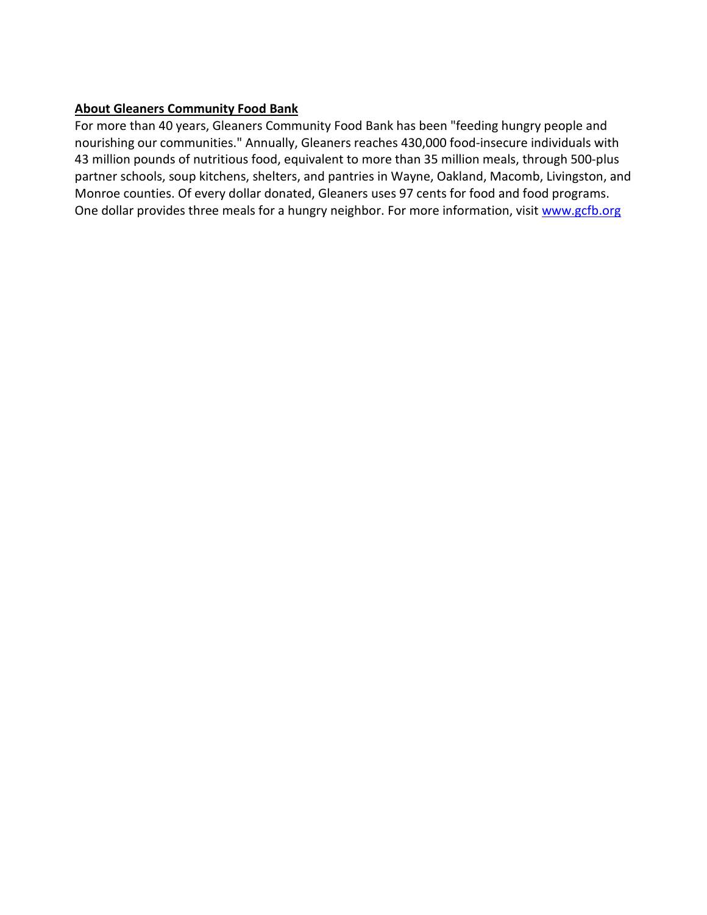**About Gleaners Community Food Bank**

For more than 40 years, Gleaners Community Food Bank has been "feeding hungry people and nourishing our communities." Annually, Gleaners reaches 430,000 food-insecure individuals with 43 million pounds of nutritious food, equivalent to more than 35 million meals, through 500-plus partner schools, soup kitchens, shelters, and pantries in Wayne, Oakland, Macomb, Livingston, and Monroe counties. Of every dollar donated, Gleaners uses 97 cents for food and food programs. One dollar provides three meals for a hungry neighbor. For more information, visit [www.gcfb.org](http://www.gcfb.org)